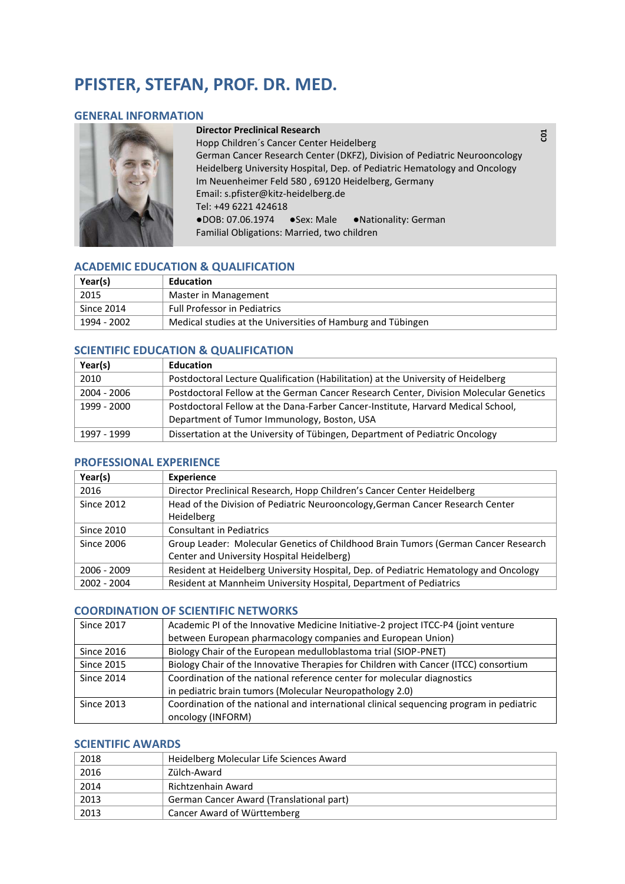# PFISTER, STEFAN, PROF. DR. MED.

## GENERAL INFORMATION

C01

**Director Preclinical Research**
Hopp Children´s Cancer Center Heidelberg
German Cancer Research Center (DKFZ), Division of Pediatric Neurooncology
Heidelberg University Hospital, Dep. of Pediatric Hematology and Oncology
Im Neuenheimer Feld 580 , 69120 Heidelberg, Germany
Email: s.pfister@kitz-heidelberg.de
Tel: +49 6221 424618
●DOB: 07.06.1974 ●Sex: Male ●Nationality: German
Familial Obligations: Married, two children

## ACADEMIC EDUCATION & QUALIFICATION

| Year(s) | Education |
|---|---|
| 2015 | Master in Management |
| Since 2014 | Full Professor in Pediatrics |
| 1994 - 2002 | Medical studies at the Universities of Hamburg and Tübingen |

## SCIENTIFIC EDUCATION & QUALIFICATION

| Year(s) | Education |
|---|---|
| 2010 | Postdoctoral Lecture Qualification (Habilitation) at the University of Heidelberg |
| 2004 - 2006 | Postdoctoral Fellow at the German Cancer Research Center, Division Molecular Genetics |
| 1999 - 2000 | Postdoctoral Fellow at the Dana-Farber Cancer-Institute, Harvard Medical School, Department of Tumor Immunology, Boston, USA |
| 1997 - 1999 | Dissertation at the University of Tübingen, Department of Pediatric Oncology |

## PROFESSIONAL EXPERIENCE

| Year(s) | Experience |
|---|---|
| 2016 | Director Preclinical Research, Hopp Children's Cancer Center Heidelberg |
| Since 2012 | Head of the Division of Pediatric Neurooncology,German Cancer Research Center Heidelberg |
| Since 2010 | Consultant in Pediatrics |
| Since 2006 | Group Leader: Molecular Genetics of Childhood Brain Tumors (German Cancer Research Center and University Hospital Heidelberg) |
| 2006 - 2009 | Resident at Heidelberg University Hospital, Dep. of Pediatric Hematology and Oncology |
| 2002 - 2004 | Resident at Mannheim University Hospital, Department of Pediatrics |

## COORDINATION OF SCIENTIFIC NETWORKS

| | |
|---|---|
| Since 2017 | Academic PI of the Innovative Medicine Initiative-2 project ITCC-P4 (joint venture between European pharmacology companies and European Union) |
| Since 2016 | Biology Chair of the European medulloblastoma trial (SIOP-PNET) |
| Since 2015 | Biology Chair of the Innovative Therapies for Children with Cancer (ITCC) consortium |
| Since 2014 | Coordination of the national reference center for molecular diagnostics in pediatric brain tumors (Molecular Neuropathology 2.0) |
| Since 2013 | Coordination of the national and international clinical sequencing program in pediatric oncology (INFORM) |

## SCIENTIFIC AWARDS

| | |
|---|---|
| 2018 | Heidelberg Molecular Life Sciences Award |
| 2016 | Zülch-Award |
| 2014 | Richtzenhain Award |
| 2013 | German Cancer Award (Translational part) |
| 2013 | Cancer Award of Württemberg |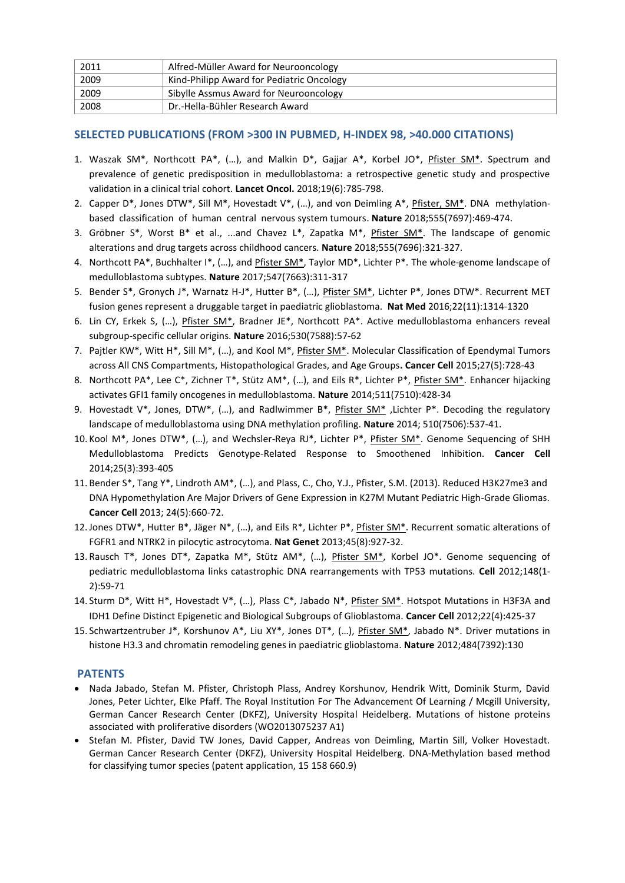| | |
|---|---|
| 2011 | Alfred-Müller Award for Neurooncology |
| 2009 | Kind-Philipp Award for Pediatric Oncology |
| 2009 | Sibylle Assmus Award for Neurooncology |
| 2008 | Dr.-Hella-Bühler Research Award |

## SELECTED PUBLICATIONS (FROM >300 IN PUBMED, H-INDEX 98, >40.000 CITATIONS)

1. Waszak SM*, Northcott PA*, (…), and Malkin D*, Gajjar A*, Korbel JO*, Pfister SM*. Spectrum and prevalence of genetic predisposition in medulloblastoma: a retrospective genetic study and prospective validation in a clinical trial cohort. **Lancet Oncol.** 2018;19(6):785-798.
2. Capper D*, Jones DTW*, Sill M*, Hovestadt V*, (…), and von Deimling A*, Pfister, SM*. DNA methylation-based classification of human central nervous system tumours. **Nature** 2018;555(7697):469-474.
3. Gröbner S*, Worst B* et al., ...and Chavez L*, Zapatka M*, Pfister SM*. The landscape of genomic alterations and drug targets across childhood cancers. **Nature** 2018;555(7696):321-327.
4. Northcott PA*, Buchhalter I*, (…), and Pfister SM*, Taylor MD*, Lichter P*. The whole-genome landscape of medulloblastoma subtypes. **Nature** 2017;547(7663):311-317
5. Bender S*, Gronych J*, Warnatz H-J*, Hutter B*, (…), Pfister SM*, Lichter P*, Jones DTW*. Recurrent MET fusion genes represent a druggable target in paediatric glioblastoma. **Nat Med** 2016;22(11):1314-1320
6. Lin CY, Erkek S, (…), Pfister SM*, Bradner JE*, Northcott PA*. Active medulloblastoma enhancers reveal subgroup-specific cellular origins. **Nature** 2016;530(7588):57-62
7. Pajtler KW*, Witt H*, Sill M*, (…), and Kool M*, Pfister SM*. Molecular Classification of Ependymal Tumors across All CNS Compartments, Histopathological Grades, and Age Groups**. Cancer Cell** 2015;27(5):728-43
8. Northcott PA*, Lee C*, Zichner T*, Stütz AM*, (…), and Eils R*, Lichter P*, Pfister SM*. Enhancer hijacking activates GFI1 family oncogenes in medulloblastoma. **Nature** 2014;511(7510):428-34
9. Hovestadt V*, Jones, DTW*, (…), and Radlwimmer B*, Pfister SM* ,Lichter P*. Decoding the regulatory landscape of medulloblastoma using DNA methylation profiling. **Nature** 2014; 510(7506):537-41.
10. Kool M*, Jones DTW*, (…), and Wechsler-Reya RJ*, Lichter P*, Pfister SM*. Genome Sequencing of SHH Medulloblastoma Predicts Genotype-Related Response to Smoothened Inhibition. **Cancer Cell** 2014;25(3):393-405
11. Bender S*, Tang Y*, Lindroth AM*, (…), and Plass, C., Cho, Y.J., Pfister, S.M. (2013). Reduced H3K27me3 and DNA Hypomethylation Are Major Drivers of Gene Expression in K27M Mutant Pediatric High-Grade Gliomas. **Cancer Cell** 2013; 24(5):660-72.
12. Jones DTW*, Hutter B*, Jäger N*, (…), and Eils R*, Lichter P*, Pfister SM*. Recurrent somatic alterations of FGFR1 and NTRK2 in pilocytic astrocytoma. **Nat Genet** 2013;45(8):927-32.
13. Rausch T*, Jones DT*, Zapatka M*, Stütz AM*, (…), Pfister SM*, Korbel JO*. Genome sequencing of pediatric medulloblastoma links catastrophic DNA rearrangements with TP53 mutations. **Cell** 2012;148(1-2):59-71
14. Sturm D*, Witt H*, Hovestadt V*, (…), Plass C*, Jabado N*, Pfister SM*. Hotspot Mutations in H3F3A and IDH1 Define Distinct Epigenetic and Biological Subgroups of Glioblastoma. **Cancer Cell** 2012;22(4):425-37
15. Schwartzentruber J*, Korshunov A*, Liu XY*, Jones DT*, (…), Pfister SM*, Jabado N*. Driver mutations in histone H3.3 and chromatin remodeling genes in paediatric glioblastoma. **Nature** 2012;484(7392):130

## PATENTS

- Nada Jabado, Stefan M. Pfister, Christoph Plass, Andrey Korshunov, Hendrik Witt, Dominik Sturm, David Jones, Peter Lichter, Elke Pfaff. The Royal Institution For The Advancement Of Learning / Mcgill University, German Cancer Research Center (DKFZ), University Hospital Heidelberg. Mutations of histone proteins associated with proliferative disorders (WO2013075237 A1)
- Stefan M. Pfister, David TW Jones, David Capper, Andreas von Deimling, Martin Sill, Volker Hovestadt. German Cancer Research Center (DKFZ), University Hospital Heidelberg. DNA-Methylation based method for classifying tumor species (patent application, 15 158 660.9)